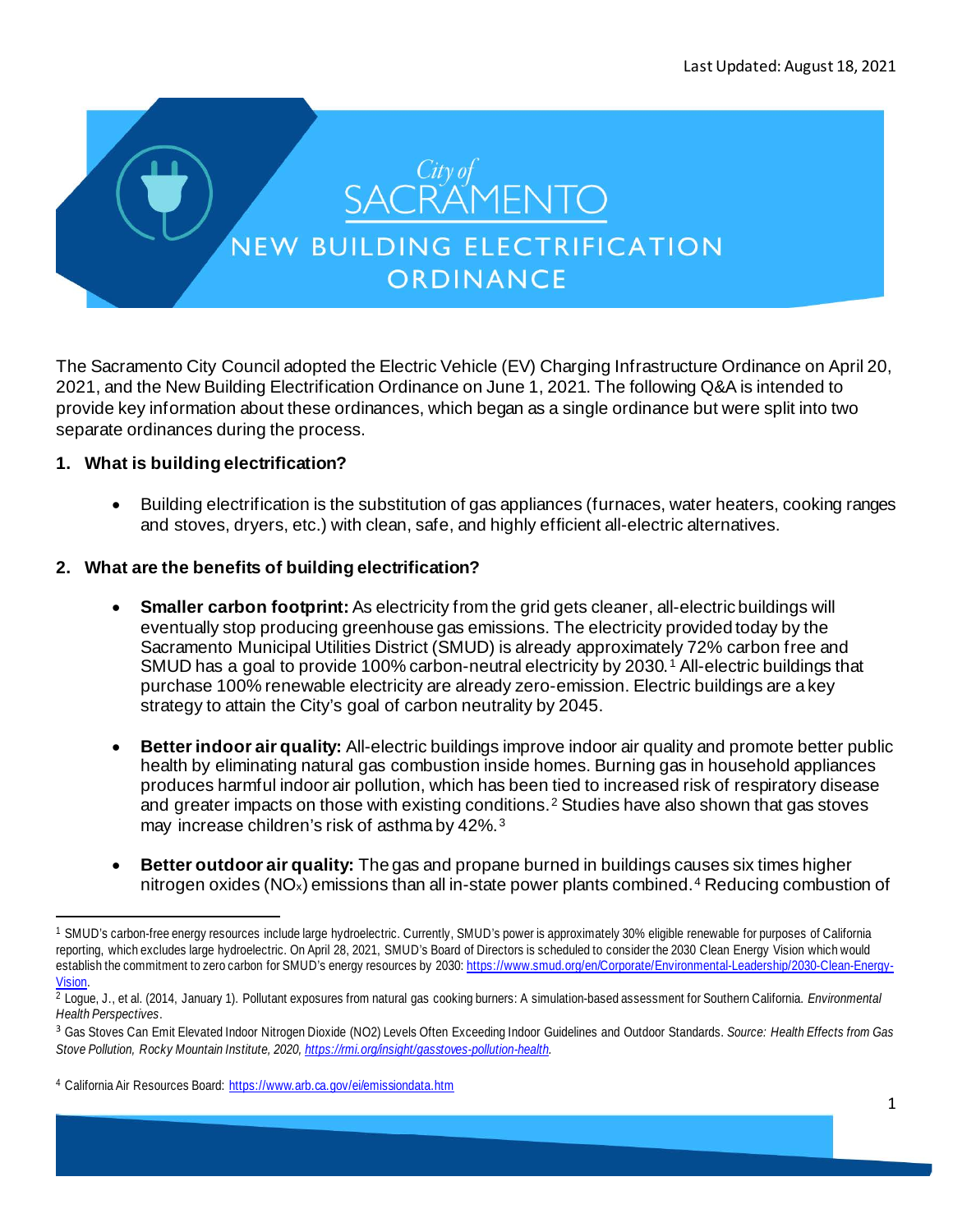Last Updated: August 18, 2021

# City of SACRAMENTO NEW BUILDING ELECTRIFICATION ORDINANCE

The Sacramento City Council adopted the Electric Vehicle (EV) Charging Infrastructure Ordinance on April 20, 2021, and the New Building Electrification Ordinance on June 1, 2021. The following Q&A is intended to provide key information about these ordinances, which began as a single ordinance but were split into two separate ordinances during the process.

**1. What is building electrification?**

- Building electrification is the substitution of gas appliances (furnaces, water heaters, cooking ranges and stoves, dryers, etc.) with clean, safe, and highly efficient all-electric alternatives.

**2. What are the benefits of building electrification?**

- **Smaller carbon footprint:** As electricity from the grid gets cleaner, all-electric buildings will eventually stop producing greenhouse gas emissions. The electricity provided today by the Sacramento Municipal Utilities District (SMUD) is already approximately 72% carbon free and SMUD has a goal to provide 100% carbon-neutral electricity by 2030.[1] All-electric buildings that purchase 100% renewable electricity are already zero-emission. Electric buildings are a key strategy to attain the City's goal of carbon neutrality by 2045.

- **Better indoor air quality:** All-electric buildings improve indoor air quality and promote better public health by eliminating natural gas combustion inside homes. Burning gas in household appliances produces harmful indoor air pollution, which has been tied to increased risk of respiratory disease and greater impacts on those with existing conditions.[2] Studies have also shown that gas stoves may increase children's risk of asthma by 42%.[3]

- **Better outdoor air quality:** The gas and propane burned in buildings causes six times higher nitrogen oxides ($NO_x$) emissions than all in-state power plants combined.[4] Reducing combustion of

---

[1] SMUD's carbon-free energy resources include large hydroelectric. Currently, SMUD's power is approximately 30% eligible renewable for purposes of California reporting, which excludes large hydroelectric. On April 28, 2021, SMUD's Board of Directors is scheduled to consider the 2030 Clean Energy Vision which would establish the commitment to zero carbon for SMUD's energy resources by 2030: https://www.smud.org/en/Corporate/Environmental-Leadership/2030-Clean-Energy-Vision.

[2] Logue, J., et al. (2014, January 1). Pollutant exposures from natural gas cooking burners: A simulation-based assessment for Southern California. *Environmental Health Perspectives*.

[3] Gas Stoves Can Emit Elevated Indoor Nitrogen Dioxide (NO2) Levels Often Exceeding Indoor Guidelines and Outdoor Standards. *Source: Health Effects from Gas Stove Pollution, Rocky Mountain Institute, 2020, https://rmi.org/insight/gasstoves-pollution-health.*

[4] California Air Resources Board: https://www.arb.ca.gov/ei/emissiondata.htm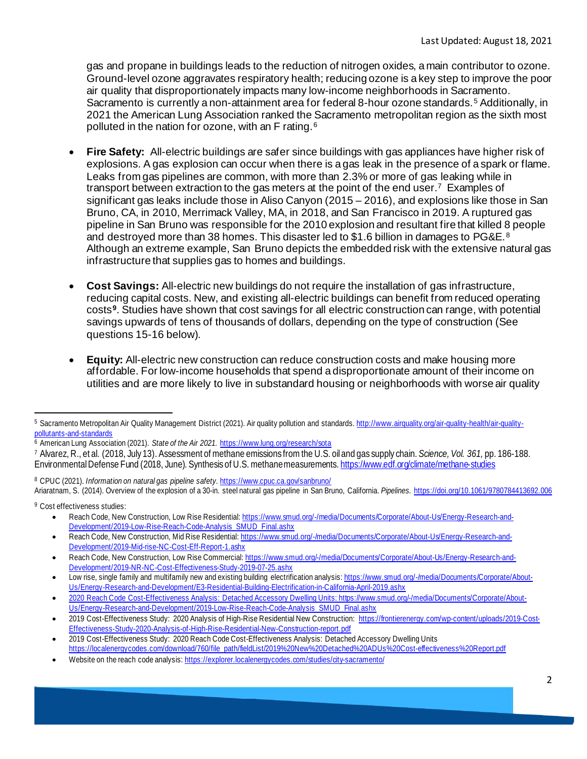gas and propane in buildings leads to the reduction of nitrogen oxides, a main contributor to ozone. Ground-level ozone aggravates respiratory health; reducing ozone is a key step to improve the poor air quality that disproportionately impacts many low-income neighborhoods in Sacramento. Sacramento is currently a non-attainment area for federal 8-hour ozone standards.[5] Additionally, in 2021 the American Lung Association ranked the Sacramento metropolitan region as the sixth most polluted in the nation for ozone, with an F rating.[6]

- **Fire Safety:** All-electric buildings are safer since buildings with gas appliances have higher risk of explosions. A gas explosion can occur when there is a gas leak in the presence of a spark or flame. Leaks from gas pipelines are common, with more than 2.3% or more of gas leaking while in transport between extraction to the gas meters at the point of the end user.[7] Examples of significant gas leaks include those in Aliso Canyon (2015 – 2016), and explosions like those in San Bruno, CA, in 2010, Merrimack Valley, MA, in 2018, and San Francisco in 2019. A ruptured gas pipeline in San Bruno was responsible for the 2010 explosion and resultant fire that killed 8 people and destroyed more than 38 homes. This disaster led to $1.6 billion in damages to PG&E.[8] Although an extreme example, San Bruno depicts the embedded risk with the extensive natural gas infrastructure that supplies gas to homes and buildings.

- **Cost Savings:** All-electric new buildings do not require the installation of gas infrastructure, reducing capital costs. New, and existing all-electric buildings can benefit from reduced operating costs[9]. Studies have shown that cost savings for all electric construction can range, with potential savings upwards of tens of thousands of dollars, depending on the type of construction (See questions 15-16 below).

- **Equity:** All-electric new construction can reduce construction costs and make housing more affordable. For low-income households that spend a disproportionate amount of their income on utilities and are more likely to live in substandard housing or neighborhoods with worse air quality

---

[5] Sacramento Metropolitan Air Quality Management District (2021). Air quality pollution and standards. http://www.airquality.org/air-quality-health/air-quality-pollutants-and-standards

[6] American Lung Association (2021). *State of the Air 2021.* https://www.lung.org/research/sota

[7] Alvarez, R., et al. (2018, July 13). Assessment of methane emissions from the U.S. oil and gas supply chain. *Science, Vol. 361,* pp. 186-188. Environmental Defense Fund (2018, June). Synthesis of U.S. methane measurements. https://www.edf.org/climate/methane-studies

[8] CPUC (2021). *Information on natural gas pipeline safety*. https://www.cpuc.ca.gov/sanbruno/
Ariaratnam, S. (2014). Overview of the explosion of a 30-in. steel natural gas pipeline in San Bruno, California. *Pipelines.* https://doi.org/10.1061/9780784413692.006

[9] Cost effectiveness studies:

- Reach Code, New Construction, Low Rise Residential: https://www.smud.org/-/media/Documents/Corporate/About-Us/Energy-Research-and-Development/2019-Low-Rise-Reach-Code-Analysis_SMUD_Final.ashx
- Reach Code, New Construction, Mid Rise Residential: https://www.smud.org/-/media/Documents/Corporate/About-Us/Energy-Research-and-Development/2019-Mid-rise-NC-Cost-Eff-Report-1.ashx
- Reach Code, New Construction, Low Rise Commercial: https://www.smud.org/-/media/Documents/Corporate/About-Us/Energy-Research-and-Development/2019-NR-NC-Cost-Effectiveness-Study-2019-07-25.ashx
- Low rise, single family and multifamily new and existing building electrification analysis: https://www.smud.org/-/media/Documents/Corporate/About-Us/Energy-Research-and-Development/E3-Residential-Building-Electrification-in-California-April-2019.ashx
- 2020 Reach Code Cost-Effectiveness Analysis: Detached Accessory Dwelling Units: https://www.smud.org/-/media/Documents/Corporate/About-Us/Energy-Research-and-Development/2019-Low-Rise-Reach-Code-Analysis_SMUD_Final.ashx
- 2019 Cost-Effectiveness Study: 2020 Analysis of High-Rise Residential New Construction: https://frontierenergy.com/wp-content/uploads/2019-Cost-Effectiveness-Study-2020-Analysis-of-High-Rise-Residential-New-Construction-report.pdf
- 2019 Cost-Effectiveness Study: 2020 Reach Code Cost-Effectiveness Analysis: Detached Accessory Dwelling Units https://localenergycodes.com/download/760/file_path/fieldList/2019%20New%20Detached%20ADUs%20Cost-effectiveness%20Report.pdf
- Website on the reach code analysis: https://explorer.localenergycodes.com/studies/city-sacramento/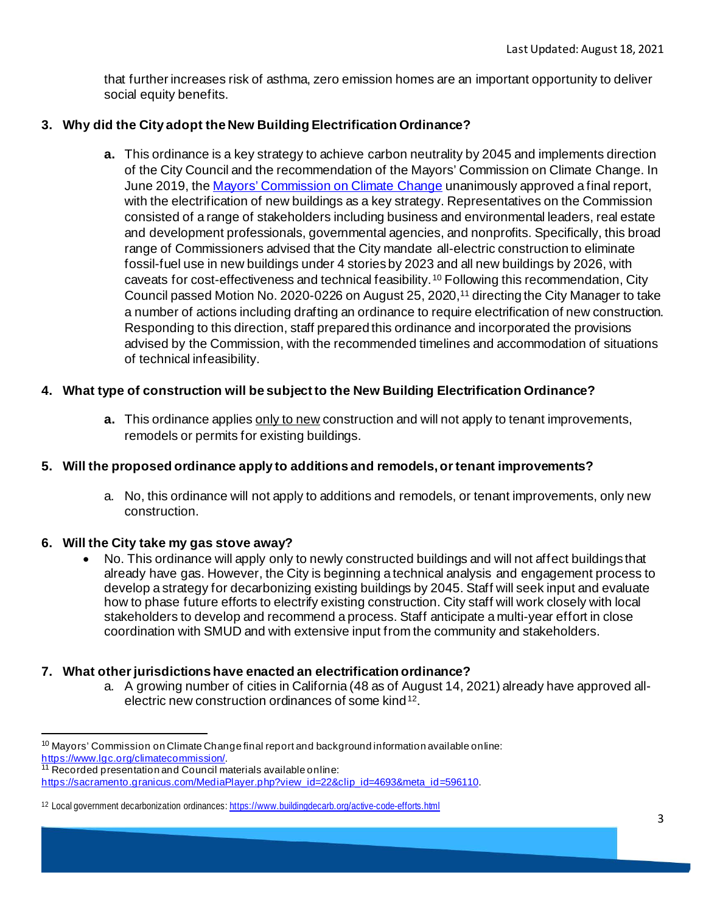that further increases risk of asthma, zero emission homes are an important opportunity to deliver social equity benefits.

**3. Why did the City adopt the New Building Electrification Ordinance?**

   **a.** This ordinance is a key strategy to achieve carbon neutrality by 2045 and implements direction of the City Council and the recommendation of the Mayors' Commission on Climate Change. In June 2019, the [Mayors' Commission on Climate Change](https://www.lgc.org/climatecommission/) unanimously approved a final report, with the electrification of new buildings as a key strategy. Representatives on the Commission consisted of a range of stakeholders including business and environmental leaders, real estate and development professionals, governmental agencies, and nonprofits. Specifically, this broad range of Commissioners advised that the City mandate all-electric construction to eliminate fossil-fuel use in new buildings under 4 stories by 2023 and all new buildings by 2026, with caveats for cost-effectiveness and technical feasibility.[10] Following this recommendation, City Council passed Motion No. 2020-0226 on August 25, 2020,[11] directing the City Manager to take a number of actions including drafting an ordinance to require electrification of new construction. Responding to this direction, staff prepared this ordinance and incorporated the provisions advised by the Commission, with the recommended timelines and accommodation of situations of technical infeasibility.

**4. What type of construction will be subject to the New Building Electrification Ordinance?**

   **a.** This ordinance applies <u>only to new</u> construction and will not apply to tenant improvements, remodels or permits for existing buildings.

**5. Will the proposed ordinance apply to additions and remodels, or tenant improvements?**

   a. No, this ordinance will not apply to additions and remodels, or tenant improvements, only new construction.

**6. Will the City take my gas stove away?**

- No. This ordinance will apply only to newly constructed buildings and will not affect buildings that already have gas. However, the City is beginning a technical analysis and engagement process to develop a strategy for decarbonizing existing buildings by 2045. Staff will seek input and evaluate how to phase future efforts to electrify existing construction. City staff will work closely with local stakeholders to develop and recommend a process. Staff anticipate a multi-year effort in close coordination with SMUD and with extensive input from the community and stakeholders.

**7. What other jurisdictions have enacted an electrification ordinance?**

   a. A growing number of cities in California (48 as of August 14, 2021) already have approved all-electric new construction ordinances of some kind[12].

---

[10] Mayors' Commission on Climate Change final report and background information available online: https://www.lgc.org/climatecommission/.

[11] Recorded presentation and Council materials available online: https://sacramento.granicus.com/MediaPlayer.php?view_id=22&clip_id=4693&meta_id=596110.

[12] Local government decarbonization ordinances: https://www.buildingdecarb.org/active-code-efforts.html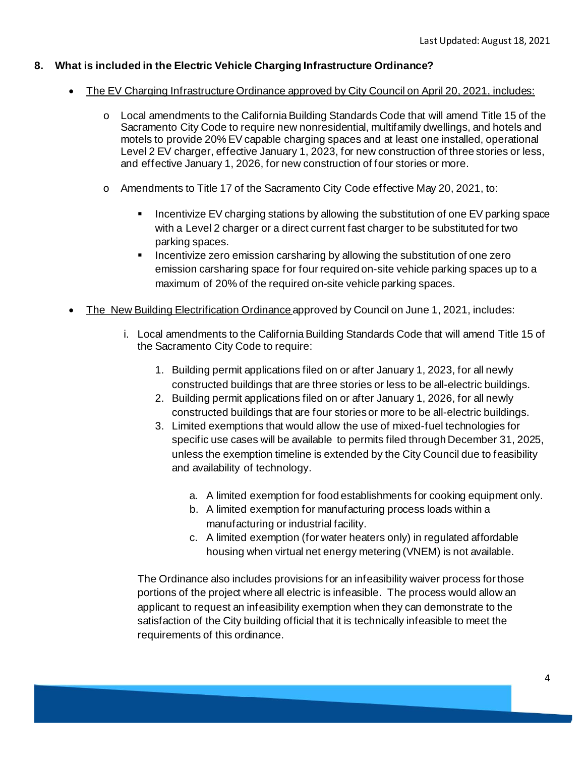**8. What is included in the Electric Vehicle Charging Infrastructure Ordinance?**

- The EV Charging Infrastructure Ordinance approved by City Council on April 20, 2021, includes:
  - Local amendments to the California Building Standards Code that will amend Title 15 of the Sacramento City Code to require new nonresidential, multifamily dwellings, and hotels and motels to provide 20% EV capable charging spaces and at least one installed, operational Level 2 EV charger, effective January 1, 2023, for new construction of three stories or less, and effective January 1, 2026, for new construction of four stories or more.
  - Amendments to Title 17 of the Sacramento City Code effective May 20, 2021, to:
    - Incentivize EV charging stations by allowing the substitution of one EV parking space with a Level 2 charger or a direct current fast charger to be substituted for two parking spaces.
    - Incentivize zero emission carsharing by allowing the substitution of one zero emission carsharing space for four required on-site vehicle parking spaces up to a maximum of 20% of the required on-site vehicle parking spaces.
- The New Building Electrification Ordinance approved by Council on June 1, 2021, includes:

  i. Local amendments to the California Building Standards Code that will amend Title 15 of the Sacramento City Code to require:

     1. Building permit applications filed on or after January 1, 2023, for all newly constructed buildings that are three stories or less to be all-electric buildings.
     2. Building permit applications filed on or after January 1, 2026, for all newly constructed buildings that are four stories or more to be all-electric buildings.
     3. Limited exemptions that would allow the use of mixed-fuel technologies for specific use cases will be available to permits filed through December 31, 2025, unless the exemption timeline is extended by the City Council due to feasibility and availability of technology.

        a. A limited exemption for food establishments for cooking equipment only.
        b. A limited exemption for manufacturing process loads within a manufacturing or industrial facility.
        c. A limited exemption (for water heaters only) in regulated affordable housing when virtual net energy metering (VNEM) is not available.

  The Ordinance also includes provisions for an infeasibility waiver process for those portions of the project where all electric is infeasible. The process would allow an applicant to request an infeasibility exemption when they can demonstrate to the satisfaction of the City building official that it is technically infeasible to meet the requirements of this ordinance.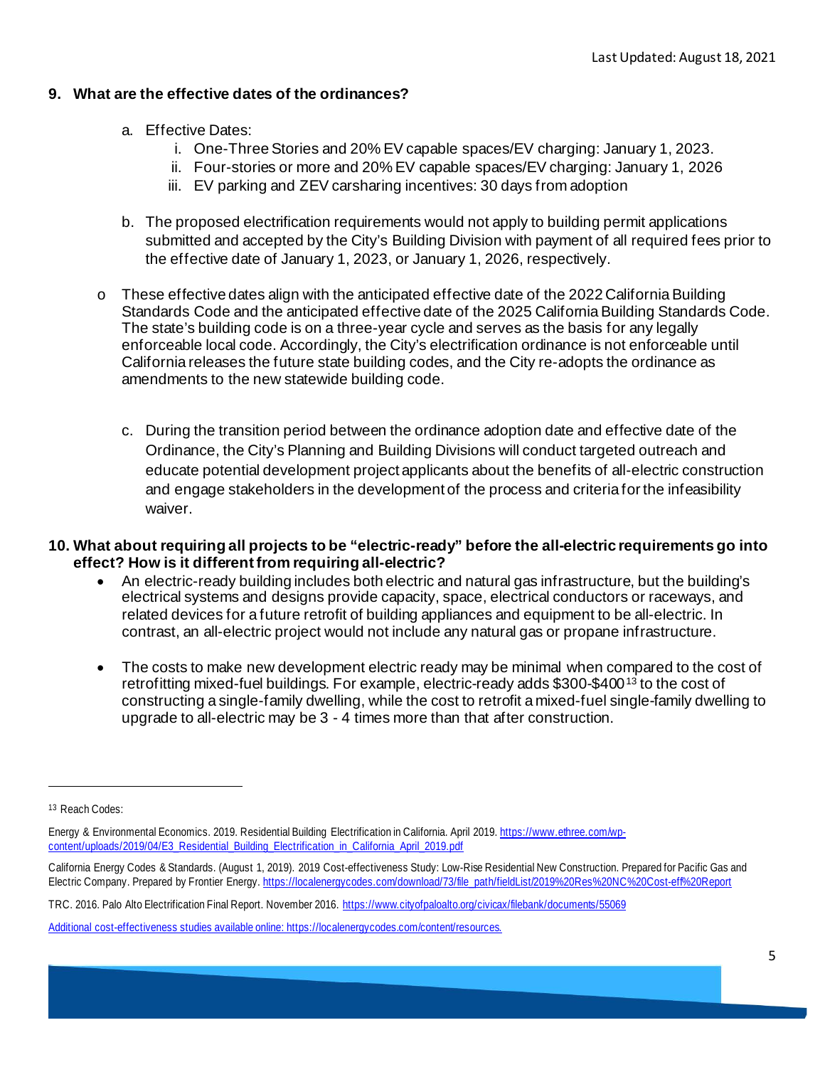**9. What are the effective dates of the ordinances?**

a. Effective Dates:
   i. One-Three Stories and 20% EV capable spaces/EV charging: January 1, 2023.
   ii. Four-stories or more and 20% EV capable spaces/EV charging: January 1, 2026
   iii. EV parking and ZEV carsharing incentives: 30 days from adoption

b. The proposed electrification requirements would not apply to building permit applications submitted and accepted by the City's Building Division with payment of all required fees prior to the effective date of January 1, 2023, or January 1, 2026, respectively.

- These effective dates align with the anticipated effective date of the 2022 California Building Standards Code and the anticipated effective date of the 2025 California Building Standards Code. The state's building code is on a three-year cycle and serves as the basis for any legally enforceable local code. Accordingly, the City's electrification ordinance is not enforceable until California releases the future state building codes, and the City re-adopts the ordinance as amendments to the new statewide building code.

c. During the transition period between the ordinance adoption date and effective date of the Ordinance, the City's Planning and Building Divisions will conduct targeted outreach and educate potential development project applicants about the benefits of all-electric construction and engage stakeholders in the development of the process and criteria for the infeasibility waiver.

**10. What about requiring all projects to be "electric-ready" before the all-electric requirements go into effect? How is it different from requiring all-electric?**

- An electric-ready building includes both electric and natural gas infrastructure, but the building's electrical systems and designs provide capacity, space, electrical conductors or raceways, and related devices for a future retrofit of building appliances and equipment to be all-electric. In contrast, an all-electric project would not include any natural gas or propane infrastructure.

- The costs to make new development electric ready may be minimal when compared to the cost of retrofitting mixed-fuel buildings. For example, electric-ready adds $300-$400[13] to the cost of constructing a single-family dwelling, while the cost to retrofit a mixed-fuel single-family dwelling to upgrade to all-electric may be 3 - 4 times more than that after construction.

---

[13] Reach Codes:

Energy & Environmental Economics. 2019. Residential Building Electrification in California. April 2019. https://www.ethree.com/wp-content/uploads/2019/04/E3_Residential_Building_Electrification_in_California_April_2019.pdf

California Energy Codes & Standards. (August 1, 2019). 2019 Cost-effectiveness Study: Low-Rise Residential New Construction. Prepared for Pacific Gas and Electric Company. Prepared by Frontier Energy. https://localenergycodes.com/download/73/file_path/fieldList/2019%20Res%20NC%20Cost-eff%20Report

TRC. 2016. Palo Alto Electrification Final Report. November 2016. https://www.cityofpaloalto.org/civicax/filebank/documents/55069

Additional cost-effectiveness studies available online: https://localenergycodes.com/content/resources.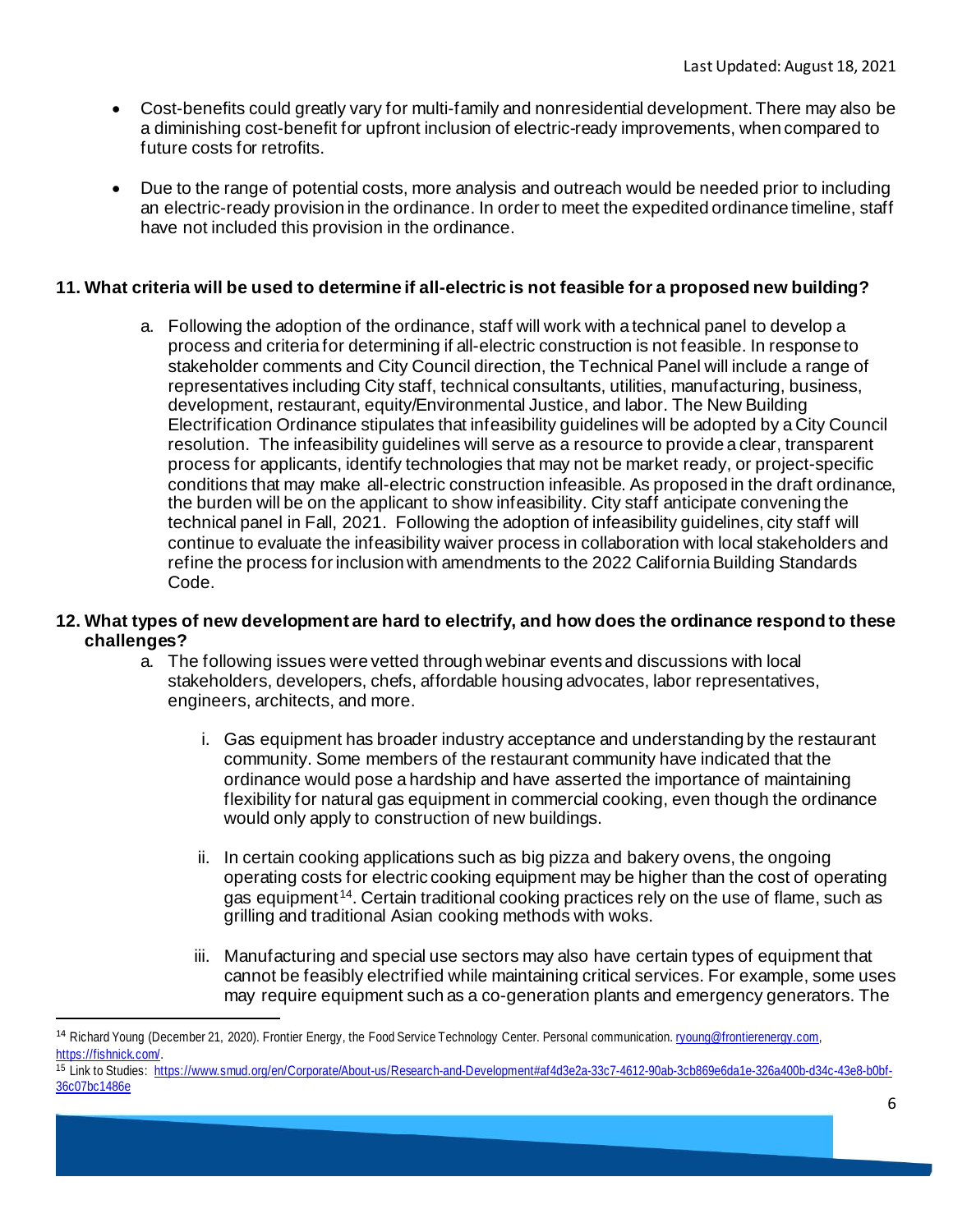- Cost-benefits could greatly vary for multi-family and nonresidential development. There may also be a diminishing cost-benefit for upfront inclusion of electric-ready improvements, when compared to future costs for retrofits.

- Due to the range of potential costs, more analysis and outreach would be needed prior to including an electric-ready provision in the ordinance. In order to meet the expedited ordinance timeline, staff have not included this provision in the ordinance.

**11. What criteria will be used to determine if all-electric is not feasible for a proposed new building?**

a. Following the adoption of the ordinance, staff will work with a technical panel to develop a process and criteria for determining if all-electric construction is not feasible. In response to stakeholder comments and City Council direction, the Technical Panel will include a range of representatives including City staff, technical consultants, utilities, manufacturing, business, development, restaurant, equity/Environmental Justice, and labor. The New Building Electrification Ordinance stipulates that infeasibility guidelines will be adopted by a City Council resolution. The infeasibility guidelines will serve as a resource to provide a clear, transparent process for applicants, identify technologies that may not be market ready, or project-specific conditions that may make all-electric construction infeasible. As proposed in the draft ordinance, the burden will be on the applicant to show infeasibility. City staff anticipate convening the technical panel in Fall, 2021. Following the adoption of infeasibility guidelines, city staff will continue to evaluate the infeasibility waiver process in collaboration with local stakeholders and refine the process for inclusion with amendments to the 2022 California Building Standards Code.

**12. What types of new development are hard to electrify, and how does the ordinance respond to these challenges?**

a. The following issues were vetted through webinar events and discussions with local stakeholders, developers, chefs, affordable housing advocates, labor representatives, engineers, architects, and more.

   i. Gas equipment has broader industry acceptance and understanding by the restaurant community. Some members of the restaurant community have indicated that the ordinance would pose a hardship and have asserted the importance of maintaining flexibility for natural gas equipment in commercial cooking, even though the ordinance would only apply to construction of new buildings.

   ii. In certain cooking applications such as big pizza and bakery ovens, the ongoing operating costs for electric cooking equipment may be higher than the cost of operating gas equipment[14]. Certain traditional cooking practices rely on the use of flame, such as grilling and traditional Asian cooking methods with woks.

   iii. Manufacturing and special use sectors may also have certain types of equipment that cannot be feasibly electrified while maintaining critical services. For example, some uses may require equipment such as a co-generation plants and emergency generators. The

---

[14] Richard Young (December 21, 2020). Frontier Energy, the Food Service Technology Center. Personal communication. ryoung@frontierenergy.com, https://fishnick.com/.

[15] Link to Studies: https://www.smud.org/en/Corporate/About-us/Research-and-Development#af4d3e2a-33c7-4612-90ab-3cb869e6da1e-326a400b-d34c-43e8-b0bf-36c07bc1486e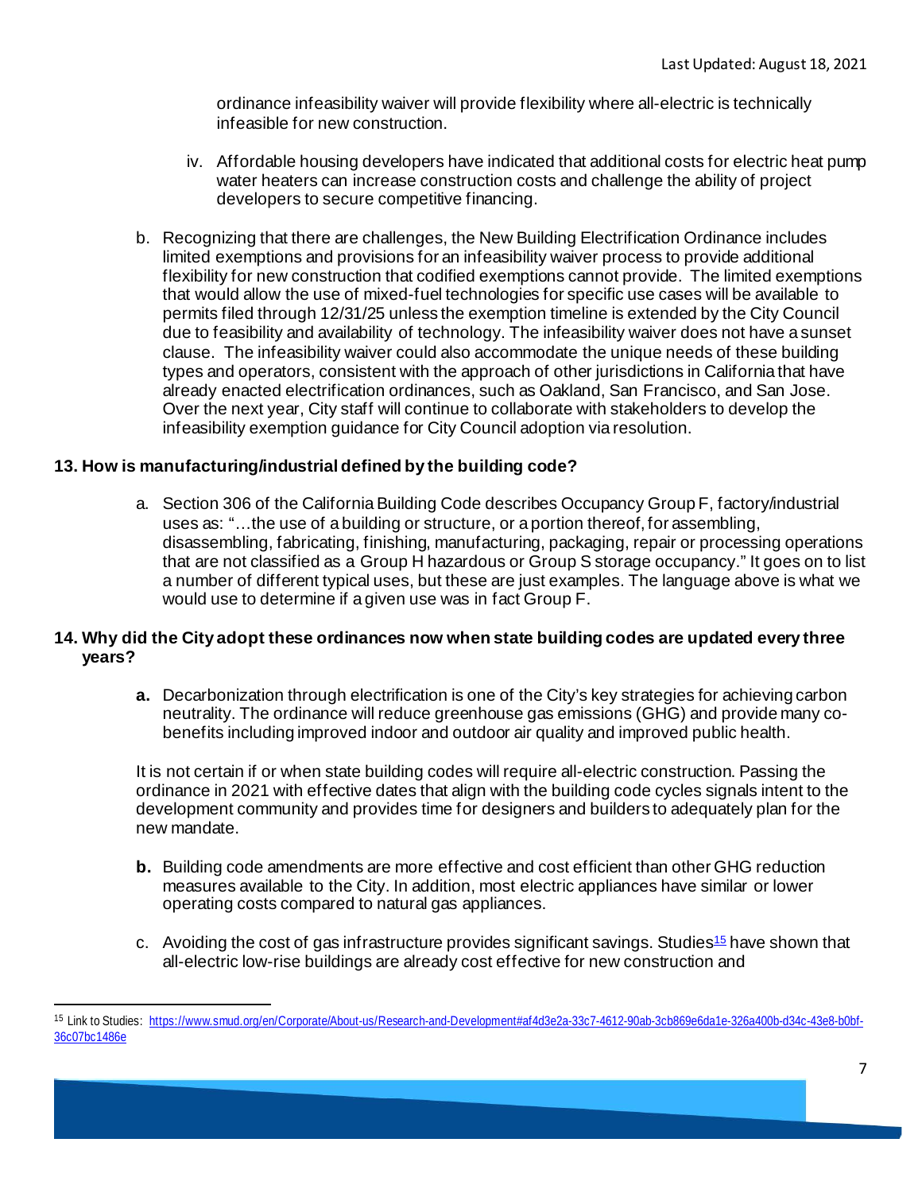ordinance infeasibility waiver will provide flexibility where all-electric is technically infeasible for new construction.

iv. Affordable housing developers have indicated that additional costs for electric heat pump water heaters can increase construction costs and challenge the ability of project developers to secure competitive financing.

b. Recognizing that there are challenges, the New Building Electrification Ordinance includes limited exemptions and provisions for an infeasibility waiver process to provide additional flexibility for new construction that codified exemptions cannot provide. The limited exemptions that would allow the use of mixed-fuel technologies for specific use cases will be available to permits filed through 12/31/25 unless the exemption timeline is extended by the City Council due to feasibility and availability of technology. The infeasibility waiver does not have a sunset clause. The infeasibility waiver could also accommodate the unique needs of these building types and operators, consistent with the approach of other jurisdictions in California that have already enacted electrification ordinances, such as Oakland, San Francisco, and San Jose. Over the next year, City staff will continue to collaborate with stakeholders to develop the infeasibility exemption guidance for City Council adoption via resolution.

**13. How is manufacturing/industrial defined by the building code?**

a. Section 306 of the California Building Code describes Occupancy Group F, factory/industrial uses as: "…the use of a building or structure, or a portion thereof, for assembling, disassembling, fabricating, finishing, manufacturing, packaging, repair or processing operations that are not classified as a Group H hazardous or Group S storage occupancy." It goes on to list a number of different typical uses, but these are just examples. The language above is what we would use to determine if a given use was in fact Group F.

**14. Why did the City adopt these ordinances now when state building codes are updated every three years?**

**a.** Decarbonization through electrification is one of the City's key strategies for achieving carbon neutrality. The ordinance will reduce greenhouse gas emissions (GHG) and provide many co-benefits including improved indoor and outdoor air quality and improved public health.

It is not certain if or when state building codes will require all-electric construction. Passing the ordinance in 2021 with effective dates that align with the building code cycles signals intent to the development community and provides time for designers and builders to adequately plan for the new mandate.

**b.** Building code amendments are more effective and cost efficient than other GHG reduction measures available to the City. In addition, most electric appliances have similar or lower operating costs compared to natural gas appliances.

c. Avoiding the cost of gas infrastructure provides significant savings. Studies[15] have shown that all-electric low-rise buildings are already cost effective for new construction and

[15] Link to Studies: https://www.smud.org/en/Corporate/About-us/Research-and-Development#af4d3e2a-33c7-4612-90ab-3cb869e6da1e-326a400b-d34c-43e8-b0bf-36c07bc1486e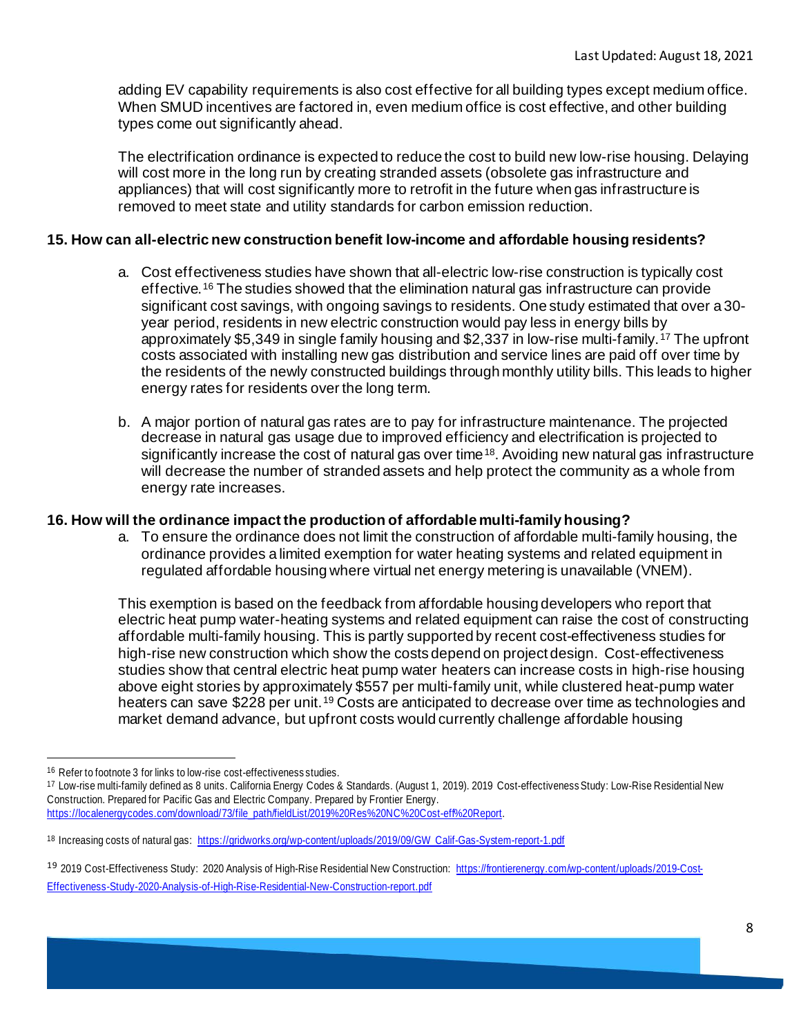adding EV capability requirements is also cost effective for all building types except medium office. When SMUD incentives are factored in, even medium office is cost effective, and other building types come out significantly ahead.

The electrification ordinance is expected to reduce the cost to build new low-rise housing. Delaying will cost more in the long run by creating stranded assets (obsolete gas infrastructure and appliances) that will cost significantly more to retrofit in the future when gas infrastructure is removed to meet state and utility standards for carbon emission reduction.

**15. How can all-electric new construction benefit low-income and affordable housing residents?**

a. Cost effectiveness studies have shown that all-electric low-rise construction is typically cost effective.[16] The studies showed that the elimination natural gas infrastructure can provide significant cost savings, with ongoing savings to residents. One study estimated that over a 30-year period, residents in new electric construction would pay less in energy bills by approximately $5,349 in single family housing and $2,337 in low-rise multi-family.[17] The upfront costs associated with installing new gas distribution and service lines are paid off over time by the residents of the newly constructed buildings through monthly utility bills. This leads to higher energy rates for residents over the long term.

b. A major portion of natural gas rates are to pay for infrastructure maintenance. The projected decrease in natural gas usage due to improved efficiency and electrification is projected to significantly increase the cost of natural gas over time[18]. Avoiding new natural gas infrastructure will decrease the number of stranded assets and help protect the community as a whole from energy rate increases.

**16. How will the ordinance impact the production of affordable multi-family housing?**

a. To ensure the ordinance does not limit the construction of affordable multi-family housing, the ordinance provides a limited exemption for water heating systems and related equipment in regulated affordable housing where virtual net energy metering is unavailable (VNEM).

This exemption is based on the feedback from affordable housing developers who report that electric heat pump water-heating systems and related equipment can raise the cost of constructing affordable multi-family housing. This is partly supported by recent cost-effectiveness studies for high-rise new construction which show the costs depend on project design. Cost-effectiveness studies show that central electric heat pump water heaters can increase costs in high-rise housing above eight stories by approximately $557 per multi-family unit, while clustered heat-pump water heaters can save $228 per unit.[19] Costs are anticipated to decrease over time as technologies and market demand advance, but upfront costs would currently challenge affordable housing

---

[16] Refer to footnote 3 for links to low-rise cost-effectiveness studies.

[17] Low-rise multi-family defined as 8 units. California Energy Codes & Standards. (August 1, 2019). 2019 Cost-effectiveness Study: Low-Rise Residential New Construction. Prepared for Pacific Gas and Electric Company. Prepared by Frontier Energy. https://localenergycodes.com/download/73/file_path/fieldList/2019%20Res%20NC%20Cost-eff%20Report.

[18] Increasing costs of natural gas: https://gridworks.org/wp-content/uploads/2019/09/GW_Calif-Gas-System-report-1.pdf

[19] 2019 Cost-Effectiveness Study: 2020 Analysis of High-Rise Residential New Construction: https://frontierenergy.com/wp-content/uploads/2019-Cost-Effectiveness-Study-2020-Analysis-of-High-Rise-Residential-New-Construction-report.pdf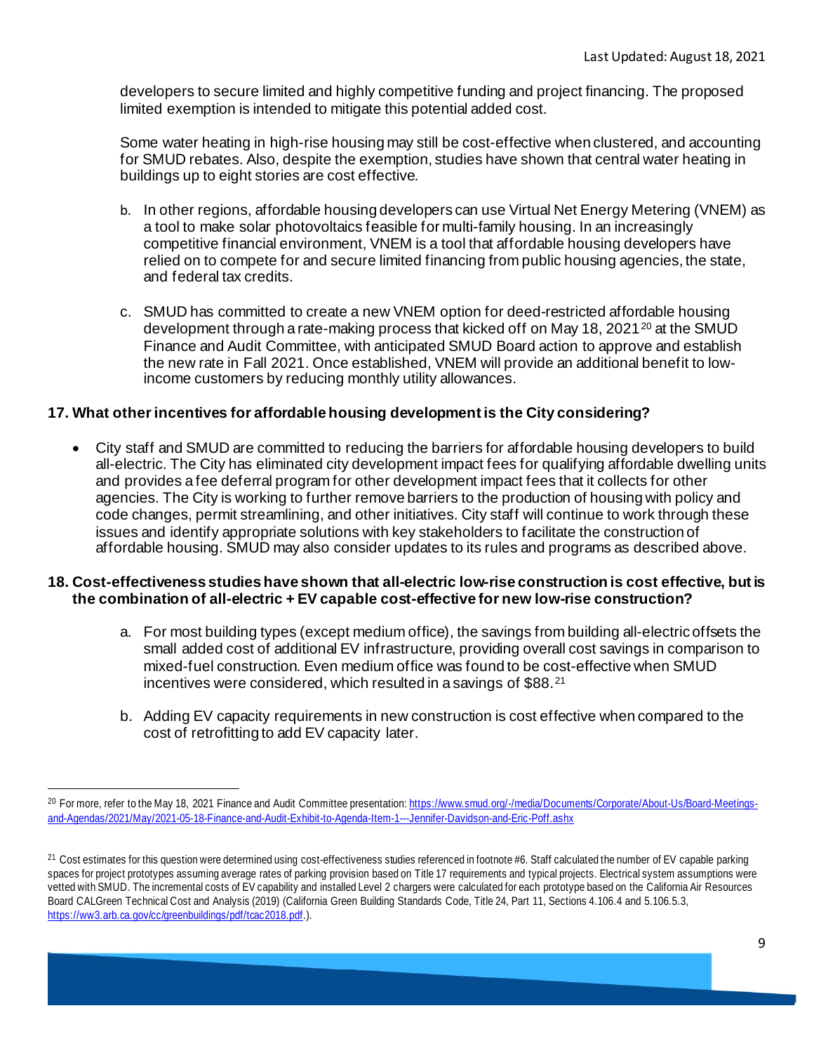developers to secure limited and highly competitive funding and project financing. The proposed limited exemption is intended to mitigate this potential added cost.

Some water heating in high-rise housing may still be cost-effective when clustered, and accounting for SMUD rebates. Also, despite the exemption, studies have shown that central water heating in buildings up to eight stories are cost effective.

b. In other regions, affordable housing developers can use Virtual Net Energy Metering (VNEM) as a tool to make solar photovoltaics feasible for multi-family housing. In an increasingly competitive financial environment, VNEM is a tool that affordable housing developers have relied on to compete for and secure limited financing from public housing agencies, the state, and federal tax credits.

c. SMUD has committed to create a new VNEM option for deed-restricted affordable housing development through a rate-making process that kicked off on May 18, 2021[20] at the SMUD Finance and Audit Committee, with anticipated SMUD Board action to approve and establish the new rate in Fall 2021. Once established, VNEM will provide an additional benefit to low-income customers by reducing monthly utility allowances.

**17. What other incentives for affordable housing development is the City considering?**

- City staff and SMUD are committed to reducing the barriers for affordable housing developers to build all-electric. The City has eliminated city development impact fees for qualifying affordable dwelling units and provides a fee deferral program for other development impact fees that it collects for other agencies. The City is working to further remove barriers to the production of housing with policy and code changes, permit streamlining, and other initiatives. City staff will continue to work through these issues and identify appropriate solutions with key stakeholders to facilitate the construction of affordable housing. SMUD may also consider updates to its rules and programs as described above.

**18. Cost-effectiveness studies have shown that all-electric low-rise construction is cost effective, but is the combination of all-electric + EV capable cost-effective for new low-rise construction?**

a. For most building types (except medium office), the savings from building all-electric offsets the small added cost of additional EV infrastructure, providing overall cost savings in comparison to mixed-fuel construction. Even medium office was found to be cost-effective when SMUD incentives were considered, which resulted in a savings of $88.[21]

b. Adding EV capacity requirements in new construction is cost effective when compared to the cost of retrofitting to add EV capacity later.

---

[20] For more, refer to the May 18, 2021 Finance and Audit Committee presentation: https://www.smud.org/-/media/Documents/Corporate/About-Us/Board-Meetings-and-Agendas/2021/May/2021-05-18-Finance-and-Audit-Exhibit-to-Agenda-Item-1---Jennifer-Davidson-and-Eric-Poff.ashx

[21] Cost estimates for this question were determined using cost-effectiveness studies referenced in footnote #6. Staff calculated the number of EV capable parking spaces for project prototypes assuming average rates of parking provision based on Title 17 requirements and typical projects. Electrical system assumptions were vetted with SMUD. The incremental costs of EV capability and installed Level 2 chargers were calculated for each prototype based on the California Air Resources Board CALGreen Technical Cost and Analysis (2019) (California Green Building Standards Code, Title 24, Part 11, Sections 4.106.4 and 5.106.5.3, https://ww3.arb.ca.gov/cc/greenbuildings/pdf/tcac2018.pdf.).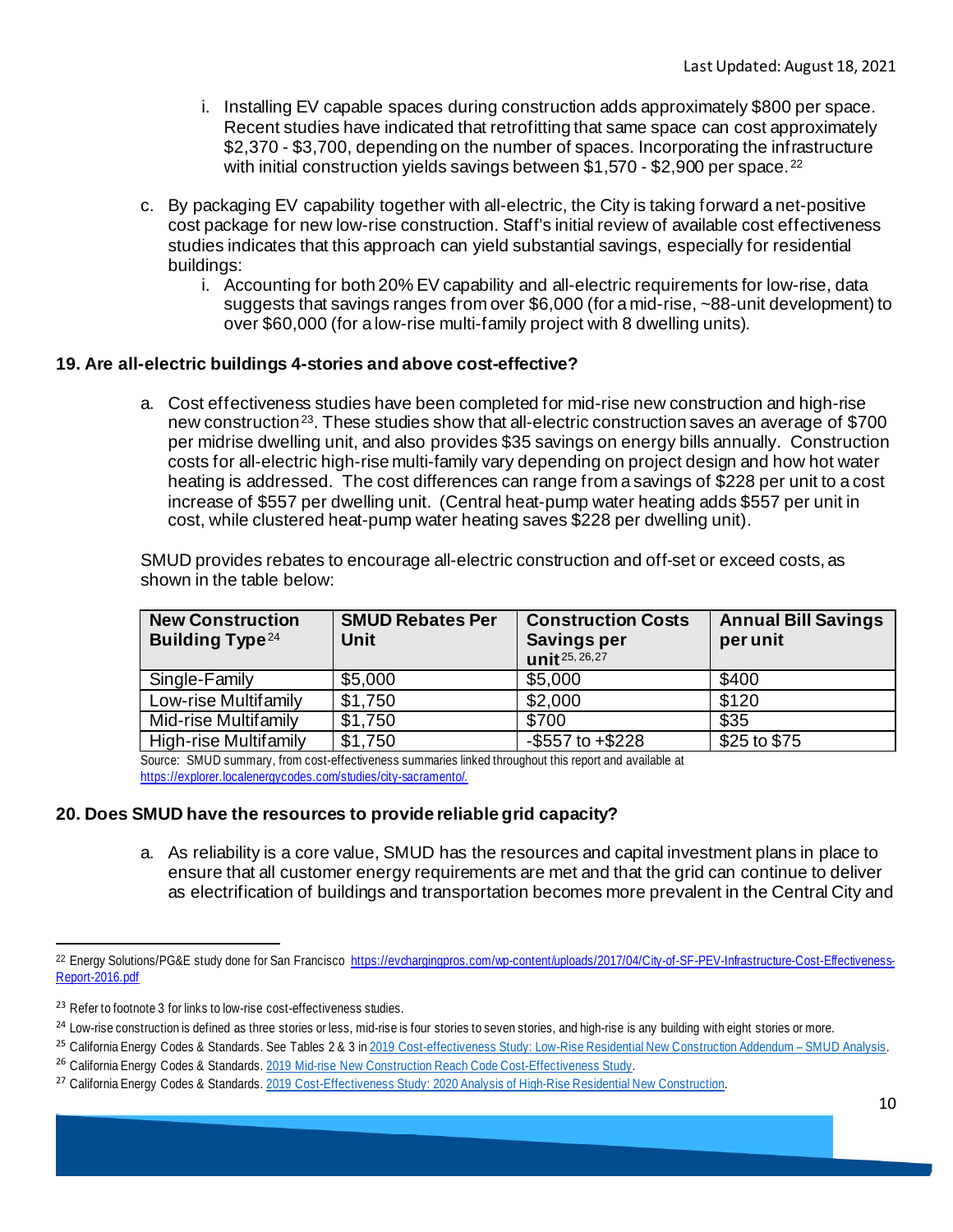i. Installing EV capable spaces during construction adds approximately $800 per space. Recent studies have indicated that retrofitting that same space can cost approximately $2,370 - $3,700, depending on the number of spaces. Incorporating the infrastructure with initial construction yields savings between $1,570 - $2,900 per space.[22]

c. By packaging EV capability together with all-electric, the City is taking forward a net-positive cost package for new low-rise construction. Staff's initial review of available cost effectiveness studies indicates that this approach can yield substantial savings, especially for residential buildings:

   i. Accounting for both 20% EV capability and all-electric requirements for low-rise, data suggests that savings ranges from over $6,000 (for a mid-rise, ~88-unit development) to over $60,000 (for a low-rise multi-family project with 8 dwelling units).

### 19. Are all-electric buildings 4-stories and above cost-effective?

a. Cost effectiveness studies have been completed for mid-rise new construction and high-rise new construction[23]. These studies show that all-electric construction saves an average of $700 per midrise dwelling unit, and also provides $35 savings on energy bills annually. Construction costs for all-electric high-rise multi-family vary depending on project design and how hot water heating is addressed. The cost differences can range from a savings of $228 per unit to a cost increase of $557 per dwelling unit. (Central heat-pump water heating adds $557 per unit in cost, while clustered heat-pump water heating saves $228 per dwelling unit).

SMUD provides rebates to encourage all-electric construction and off-set or exceed costs, as shown in the table below:

| New Construction Building Type[24] | SMUD Rebates Per Unit | Construction Costs Savings per unit[25, 26, 27] | Annual Bill Savings per unit |
|---|---|---|---|
| Single-Family | $5,000 | $5,000 | $400 |
| Low-rise Multifamily | $1,750 | $2,000 | $120 |
| Mid-rise Multifamily | $1,750 | $700 | $35 |
| High-rise Multifamily | $1,750 | -$557 to +$228 | $25 to $75 |

Source: SMUD summary, from cost-effectiveness summaries linked throughout this report and available at https://explorer.localenergycodes.com/studies/city-sacramento/.

### 20. Does SMUD have the resources to provide reliable grid capacity?

a. As reliability is a core value, SMUD has the resources and capital investment plans in place to ensure that all customer energy requirements are met and that the grid can continue to deliver as electrification of buildings and transportation becomes more prevalent in the Central City and

---

[22] Energy Solutions/PG&E study done for San Francisco https://evchargingpros.com/wp-content/uploads/2017/04/City-of-SF-PEV-Infrastructure-Cost-Effectiveness-Report-2016.pdf

[23] Refer to footnote 3 for links to low-rise cost-effectiveness studies.

[24] Low-rise construction is defined as three stories or less, mid-rise is four stories to seven stories, and high-rise is any building with eight stories or more.

[25] California Energy Codes & Standards. See Tables 2 & 3 in 2019 Cost-effectiveness Study: Low-Rise Residential New Construction Addendum – SMUD Analysis.

[26] California Energy Codes & Standards. 2019 Mid-rise New Construction Reach Code Cost-Effectiveness Study.

[27] California Energy Codes & Standards. 2019 Cost-Effectiveness Study: 2020 Analysis of High-Rise Residential New Construction.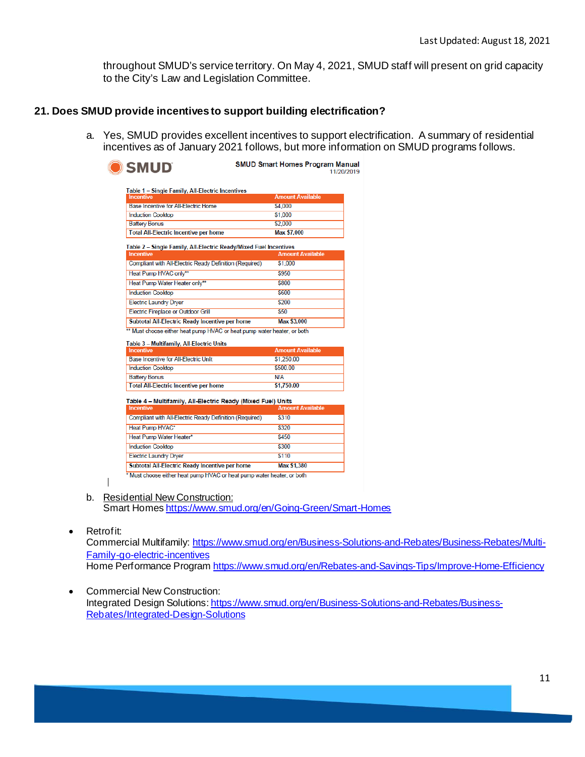throughout SMUD's service territory. On May 4, 2021, SMUD staff will present on grid capacity to the City's Law and Legislation Committee.

## 21. Does SMUD provide incentives to support building electrification?

a. Yes, SMUD provides excellent incentives to support electrification. A summary of residential incentives as of January 2021 follows, but more information on SMUD programs follows.

**SMUD** — SMUD Smart Homes Program Manual 11/20/2019

Table 1 – Single Family, All-Electric Incentives

| Incentive | Amount Available |
|---|---|
| Base Incentive for All-Electric Home | $4,000 |
| Induction Cooktop | $1,000 |
| Battery Bonus | $2,000 |
| **Total All-Electric Incentive per home** | **Max $7,000** |

Table 2 – Single Family, All-Electric Ready/Mixed Fuel Incentives

| Incentive | Amount Available |
|---|---|
| Compliant with All-Electric Ready Definition (Required) | $1,000 |
| Heat Pump HVAC only** | $950 |
| Heat Pump Water Heater only** | $800 |
| Induction Cooktop | $600 |
| Electric Laundry Dryer | $200 |
| Electric Fireplace or Outdoor Grill | $50 |
| **Subtotal All-Electric Ready Incentive per home** | **Max $3,000** |

** Must choose either heat pump HVAC or heat pump water heater, or both

Table 3 – Multifamily, All-Electric Units

| Incentive | Amount Available |
|---|---|
| Base Incentive for All-Electric Unit | $1,250.00 |
| Induction Cooktop | $500.00 |
| Battery Bonus | N/A |
| **Total All-Electric Incentive per home** | **$1,750.00** |

Table 4 – Multifamily, All-Electric Ready (Mixed Fuel) Units

| Incentive | Amount Available |
|---|---|
| Compliant with All-Electric Ready Definition (Required) | $310 |
| Heat Pump HVAC* | $320 |
| Heat Pump Water Heater* | $450 |
| Induction Cooktop | $300 |
| Electric Laundry Dryer | $110 |
| **Subtotal All-Electric Ready Incentive per home** | **Max $1,380** |

* Must choose either heat pump HVAC or heat pump water heater, or both

b. Residential New Construction:
Smart Homes https://www.smud.org/en/Going-Green/Smart-Homes

- Retrofit:
  Commercial Multifamily: https://www.smud.org/en/Business-Solutions-and-Rebates/Business-Rebates/Multi-Family-go-electric-incentives
  Home Performance Program https://www.smud.org/en/Rebates-and-Savings-Tips/Improve-Home-Efficiency

- Commercial New Construction:
  Integrated Design Solutions: https://www.smud.org/en/Business-Solutions-and-Rebates/Business-Rebates/Integrated-Design-Solutions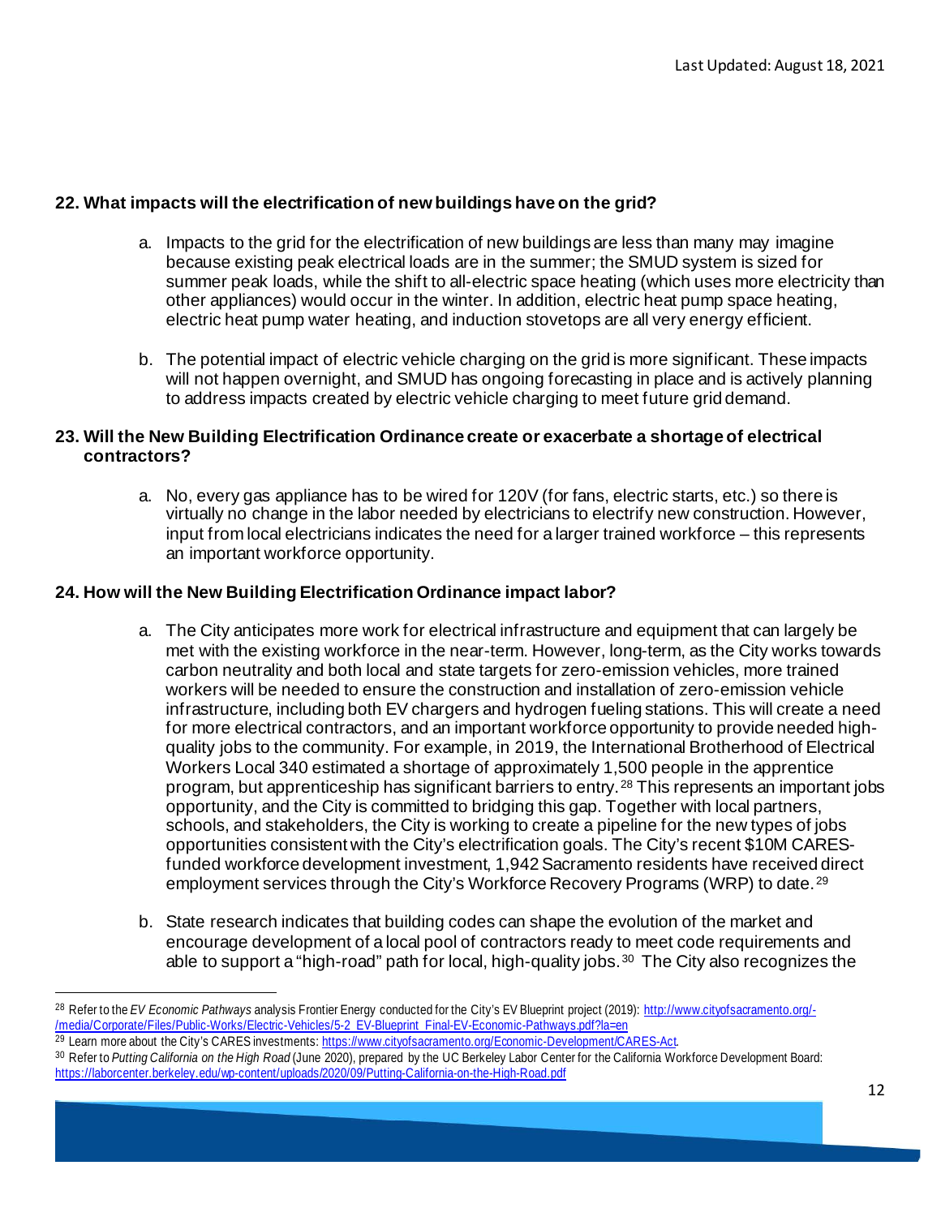**22. What impacts will the electrification of new buildings have on the grid?**

a. Impacts to the grid for the electrification of new buildings are less than many may imagine because existing peak electrical loads are in the summer; the SMUD system is sized for summer peak loads, while the shift to all-electric space heating (which uses more electricity than other appliances) would occur in the winter. In addition, electric heat pump space heating, electric heat pump water heating, and induction stovetops are all very energy efficient.

b. The potential impact of electric vehicle charging on the grid is more significant. These impacts will not happen overnight, and SMUD has ongoing forecasting in place and is actively planning to address impacts created by electric vehicle charging to meet future grid demand.

**23. Will the New Building Electrification Ordinance create or exacerbate a shortage of electrical contractors?**

a. No, every gas appliance has to be wired for 120V (for fans, electric starts, etc.) so there is virtually no change in the labor needed by electricians to electrify new construction. However, input from local electricians indicates the need for a larger trained workforce – this represents an important workforce opportunity.

**24. How will the New Building Electrification Ordinance impact labor?**

a. The City anticipates more work for electrical infrastructure and equipment that can largely be met with the existing workforce in the near-term. However, long-term, as the City works towards carbon neutrality and both local and state targets for zero-emission vehicles, more trained workers will be needed to ensure the construction and installation of zero-emission vehicle infrastructure, including both EV chargers and hydrogen fueling stations. This will create a need for more electrical contractors, and an important workforce opportunity to provide needed high-quality jobs to the community. For example, in 2019, the International Brotherhood of Electrical Workers Local 340 estimated a shortage of approximately 1,500 people in the apprentice program, but apprenticeship has significant barriers to entry.[28] This represents an important jobs opportunity, and the City is committed to bridging this gap. Together with local partners, schools, and stakeholders, the City is working to create a pipeline for the new types of jobs opportunities consistent with the City's electrification goals. The City's recent $10M CARES-funded workforce development investment, 1,942 Sacramento residents have received direct employment services through the City's Workforce Recovery Programs (WRP) to date.[29]

b. State research indicates that building codes can shape the evolution of the market and encourage development of a local pool of contractors ready to meet code requirements and able to support a "high-road" path for local, high-quality jobs.[30] The City also recognizes the

---

[28] Refer to the *EV Economic Pathways* analysis Frontier Energy conducted for the City's EV Blueprint project (2019): http://www.cityofsacramento.org/-/media/Corporate/Files/Public-Works/Electric-Vehicles/5-2_EV-Blueprint_Final-EV-Economic-Pathways.pdf?la=en

[29] Learn more about the City's CARES investments: https://www.cityofsacramento.org/Economic-Development/CARES-Act.

[30] Refer to *Putting California on the High Road* (June 2020), prepared by the UC Berkeley Labor Center for the California Workforce Development Board: https://laborcenter.berkeley.edu/wp-content/uploads/2020/09/Putting-California-on-the-High-Road.pdf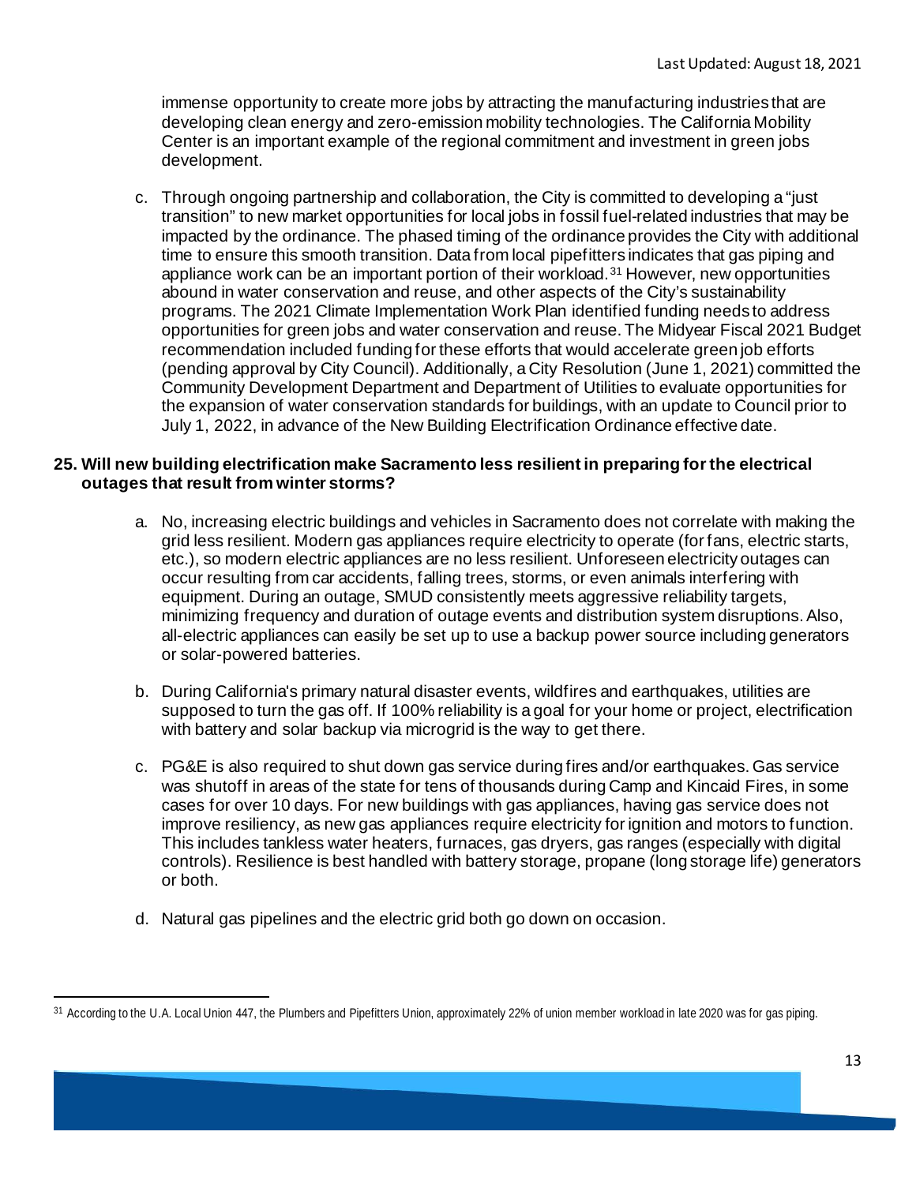immense opportunity to create more jobs by attracting the manufacturing industries that are developing clean energy and zero-emission mobility technologies. The California Mobility Center is an important example of the regional commitment and investment in green jobs development.

c. Through ongoing partnership and collaboration, the City is committed to developing a "just transition" to new market opportunities for local jobs in fossil fuel-related industries that may be impacted by the ordinance. The phased timing of the ordinance provides the City with additional time to ensure this smooth transition. Data from local pipefitters indicates that gas piping and appliance work can be an important portion of their workload.[31] However, new opportunities abound in water conservation and reuse, and other aspects of the City's sustainability programs. The 2021 Climate Implementation Work Plan identified funding needs to address opportunities for green jobs and water conservation and reuse. The Midyear Fiscal 2021 Budget recommendation included funding for these efforts that would accelerate green job efforts (pending approval by City Council). Additionally, a City Resolution (June 1, 2021) committed the Community Development Department and Department of Utilities to evaluate opportunities for the expansion of water conservation standards for buildings, with an update to Council prior to July 1, 2022, in advance of the New Building Electrification Ordinance effective date.

**25. Will new building electrification make Sacramento less resilient in preparing for the electrical outages that result from winter storms?**

a. No, increasing electric buildings and vehicles in Sacramento does not correlate with making the grid less resilient. Modern gas appliances require electricity to operate (for fans, electric starts, etc.), so modern electric appliances are no less resilient. Unforeseen electricity outages can occur resulting from car accidents, falling trees, storms, or even animals interfering with equipment. During an outage, SMUD consistently meets aggressive reliability targets, minimizing frequency and duration of outage events and distribution system disruptions. Also, all-electric appliances can easily be set up to use a backup power source including generators or solar-powered batteries.

b. During California's primary natural disaster events, wildfires and earthquakes, utilities are supposed to turn the gas off. If 100% reliability is a goal for your home or project, electrification with battery and solar backup via microgrid is the way to get there.

c. PG&E is also required to shut down gas service during fires and/or earthquakes. Gas service was shutoff in areas of the state for tens of thousands during Camp and Kincaid Fires, in some cases for over 10 days. For new buildings with gas appliances, having gas service does not improve resiliency, as new gas appliances require electricity for ignition and motors to function. This includes tankless water heaters, furnaces, gas dryers, gas ranges (especially with digital controls). Resilience is best handled with battery storage, propane (long storage life) generators or both.

d. Natural gas pipelines and the electric grid both go down on occasion.

---

[31] According to the U.A. Local Union 447, the Plumbers and Pipefitters Union, approximately 22% of union member workload in late 2020 was for gas piping.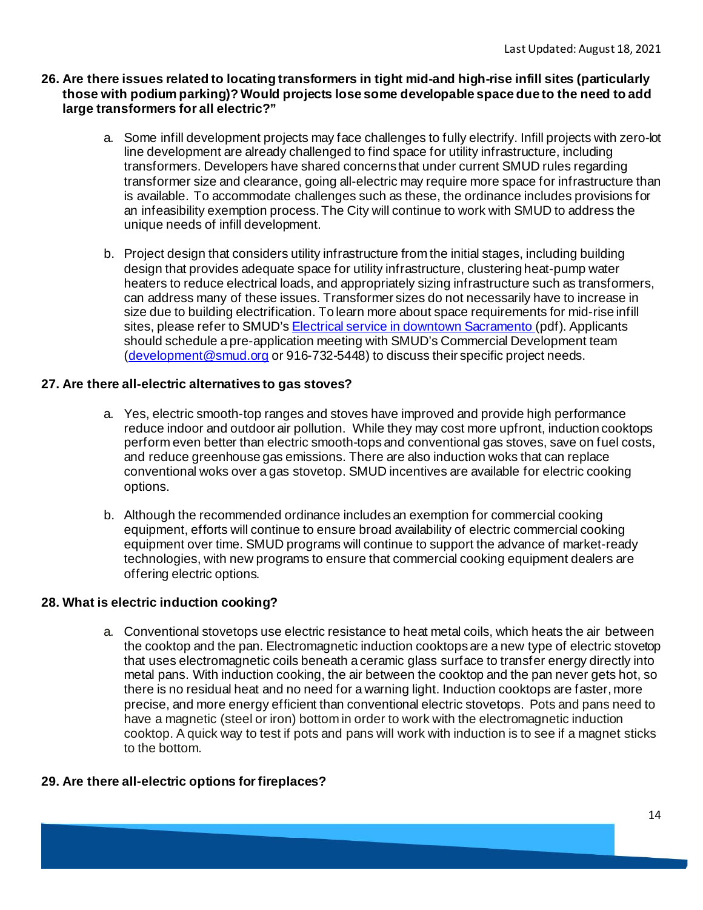**26. Are there issues related to locating transformers in tight mid-and high-rise infill sites (particularly those with podium parking)? Would projects lose some developable space due to the need to add large transformers for all electric?"**

a. Some infill development projects may face challenges to fully electrify. Infill projects with zero-lot line development are already challenged to find space for utility infrastructure, including transformers. Developers have shared concerns that under current SMUD rules regarding transformer size and clearance, going all-electric may require more space for infrastructure than is available. To accommodate challenges such as these, the ordinance includes provisions for an infeasibility exemption process. The City will continue to work with SMUD to address the unique needs of infill development.

b. Project design that considers utility infrastructure from the initial stages, including building design that provides adequate space for utility infrastructure, clustering heat-pump water heaters to reduce electrical loads, and appropriately sizing infrastructure such as transformers, can address many of these issues. Transformer sizes do not necessarily have to increase in size due to building electrification. To learn more about space requirements for mid-rise infill sites, please refer to SMUD's Electrical service in downtown Sacramento (pdf). Applicants should schedule a pre-application meeting with SMUD's Commercial Development team (development@smud.org or 916-732-5448) to discuss their specific project needs.

**27. Are there all-electric alternatives to gas stoves?**

a. Yes, electric smooth-top ranges and stoves have improved and provide high performance reduce indoor and outdoor air pollution. While they may cost more upfront, induction cooktops perform even better than electric smooth-tops and conventional gas stoves, save on fuel costs, and reduce greenhouse gas emissions. There are also induction woks that can replace conventional woks over a gas stovetop. SMUD incentives are available for electric cooking options.

b. Although the recommended ordinance includes an exemption for commercial cooking equipment, efforts will continue to ensure broad availability of electric commercial cooking equipment over time. SMUD programs will continue to support the advance of market-ready technologies, with new programs to ensure that commercial cooking equipment dealers are offering electric options.

**28. What is electric induction cooking?**

a. Conventional stovetops use electric resistance to heat metal coils, which heats the air between the cooktop and the pan. Electromagnetic induction cooktops are a new type of electric stovetop that uses electromagnetic coils beneath a ceramic glass surface to transfer energy directly into metal pans. With induction cooking, the air between the cooktop and the pan never gets hot, so there is no residual heat and no need for a warning light. Induction cooktops are faster, more precise, and more energy efficient than conventional electric stovetops. Pots and pans need to have a magnetic (steel or iron) bottom in order to work with the electromagnetic induction cooktop. A quick way to test if pots and pans will work with induction is to see if a magnet sticks to the bottom.

**29. Are there all-electric options for fireplaces?**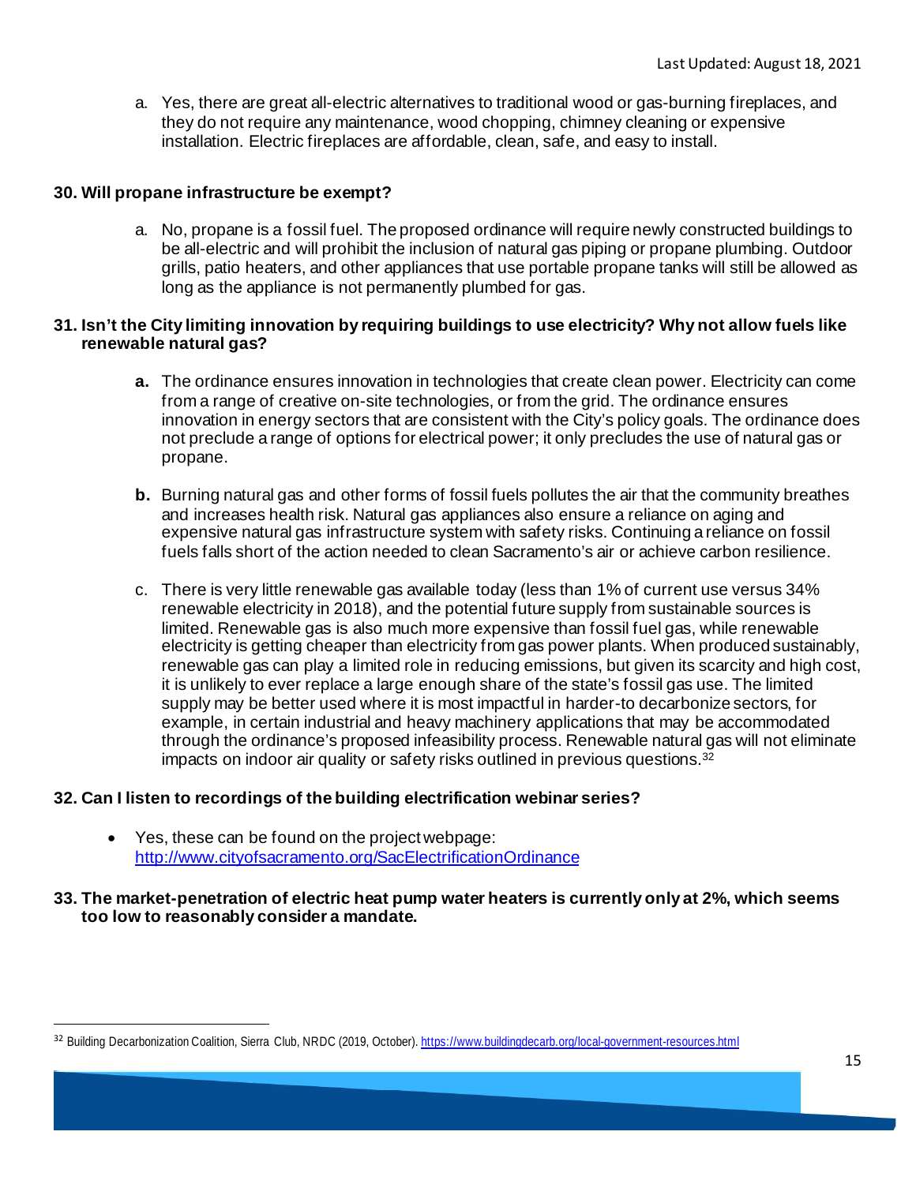a. Yes, there are great all-electric alternatives to traditional wood or gas-burning fireplaces, and they do not require any maintenance, wood chopping, chimney cleaning or expensive installation. Electric fireplaces are affordable, clean, safe, and easy to install.

**30. Will propane infrastructure be exempt?**

a. No, propane is a fossil fuel. The proposed ordinance will require newly constructed buildings to be all-electric and will prohibit the inclusion of natural gas piping or propane plumbing. Outdoor grills, patio heaters, and other appliances that use portable propane tanks will still be allowed as long as the appliance is not permanently plumbed for gas.

**31. Isn't the City limiting innovation by requiring buildings to use electricity? Why not allow fuels like renewable natural gas?**

**a.** The ordinance ensures innovation in technologies that create clean power. Electricity can come from a range of creative on-site technologies, or from the grid. The ordinance ensures innovation in energy sectors that are consistent with the City's policy goals. The ordinance does not preclude a range of options for electrical power; it only precludes the use of natural gas or propane.

**b.** Burning natural gas and other forms of fossil fuels pollutes the air that the community breathes and increases health risk. Natural gas appliances also ensure a reliance on aging and expensive natural gas infrastructure system with safety risks. Continuing a reliance on fossil fuels falls short of the action needed to clean Sacramento's air or achieve carbon resilience.

c. There is very little renewable gas available today (less than 1% of current use versus 34% renewable electricity in 2018), and the potential future supply from sustainable sources is limited. Renewable gas is also much more expensive than fossil fuel gas, while renewable electricity is getting cheaper than electricity from gas power plants. When produced sustainably, renewable gas can play a limited role in reducing emissions, but given its scarcity and high cost, it is unlikely to ever replace a large enough share of the state's fossil gas use. The limited supply may be better used where it is most impactful in harder-to decarbonize sectors, for example, in certain industrial and heavy machinery applications that may be accommodated through the ordinance's proposed infeasibility process. Renewable natural gas will not eliminate impacts on indoor air quality or safety risks outlined in previous questions.[32]

**32. Can I listen to recordings of the building electrification webinar series?**

- Yes, these can be found on the project webpage: http://www.cityofsacramento.org/SacElectrificationOrdinance

**33. The market-penetration of electric heat pump water heaters is currently only at 2%, which seems too low to reasonably consider a mandate.**

[32] Building Decarbonization Coalition, Sierra Club, NRDC (2019, October). https://www.buildingdecarb.org/local-government-resources.html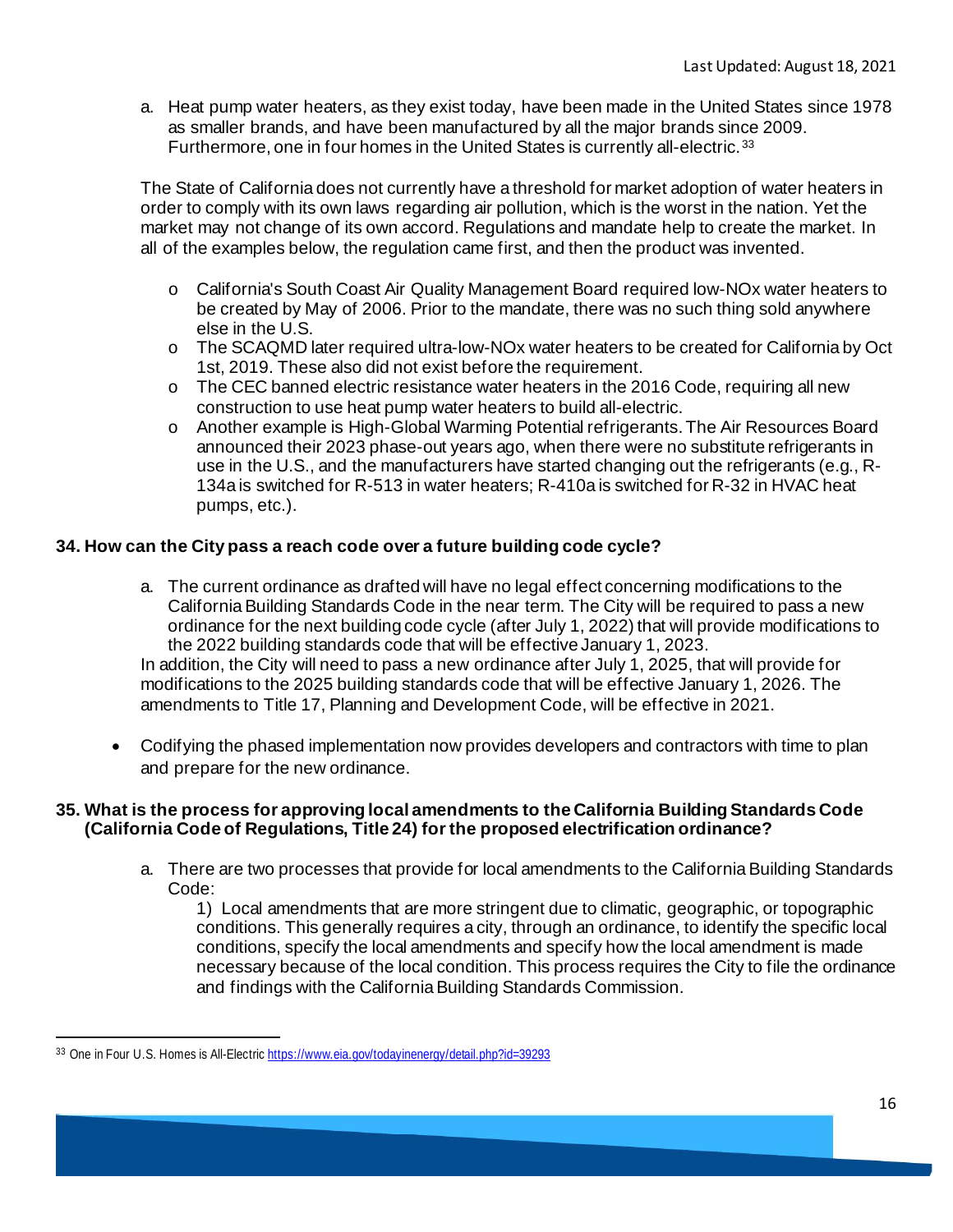a. Heat pump water heaters, as they exist today, have been made in the United States since 1978 as smaller brands, and have been manufactured by all the major brands since 2009. Furthermore, one in four homes in the United States is currently all-electric.[33]

The State of California does not currently have a threshold for market adoption of water heaters in order to comply with its own laws regarding air pollution, which is the worst in the nation. Yet the market may not change of its own accord. Regulations and mandate help to create the market. In all of the examples below, the regulation came first, and then the product was invented.

- California's South Coast Air Quality Management Board required low-NOx water heaters to be created by May of 2006. Prior to the mandate, there was no such thing sold anywhere else in the U.S.
- The SCAQMD later required ultra-low-NOx water heaters to be created for California by Oct 1st, 2019. These also did not exist before the requirement.
- The CEC banned electric resistance water heaters in the 2016 Code, requiring all new construction to use heat pump water heaters to build all-electric.
- Another example is High-Global Warming Potential refrigerants. The Air Resources Board announced their 2023 phase-out years ago, when there were no substitute refrigerants in use in the U.S., and the manufacturers have started changing out the refrigerants (e.g., R-134a is switched for R-513 in water heaters; R-410a is switched for R-32 in HVAC heat pumps, etc.).

**34. How can the City pass a reach code over a future building code cycle?**

a. The current ordinance as drafted will have no legal effect concerning modifications to the California Building Standards Code in the near term. The City will be required to pass a new ordinance for the next building code cycle (after July 1, 2022) that will provide modifications to the 2022 building standards code that will be effective January 1, 2023.
In addition, the City will need to pass a new ordinance after July 1, 2025, that will provide for modifications to the 2025 building standards code that will be effective January 1, 2026. The amendments to Title 17, Planning and Development Code, will be effective in 2021.

- Codifying the phased implementation now provides developers and contractors with time to plan and prepare for the new ordinance.

**35. What is the process for approving local amendments to the California Building Standards Code (California Code of Regulations, Title 24) for the proposed electrification ordinance?**

a. There are two processes that provide for local amendments to the California Building Standards Code:

1) Local amendments that are more stringent due to climatic, geographic, or topographic conditions. This generally requires a city, through an ordinance, to identify the specific local conditions, specify the local amendments and specify how the local amendment is made necessary because of the local condition. This process requires the City to file the ordinance and findings with the California Building Standards Commission.

---

[33] One in Four U.S. Homes is All-Electric https://www.eia.gov/todayinenergy/detail.php?id=39293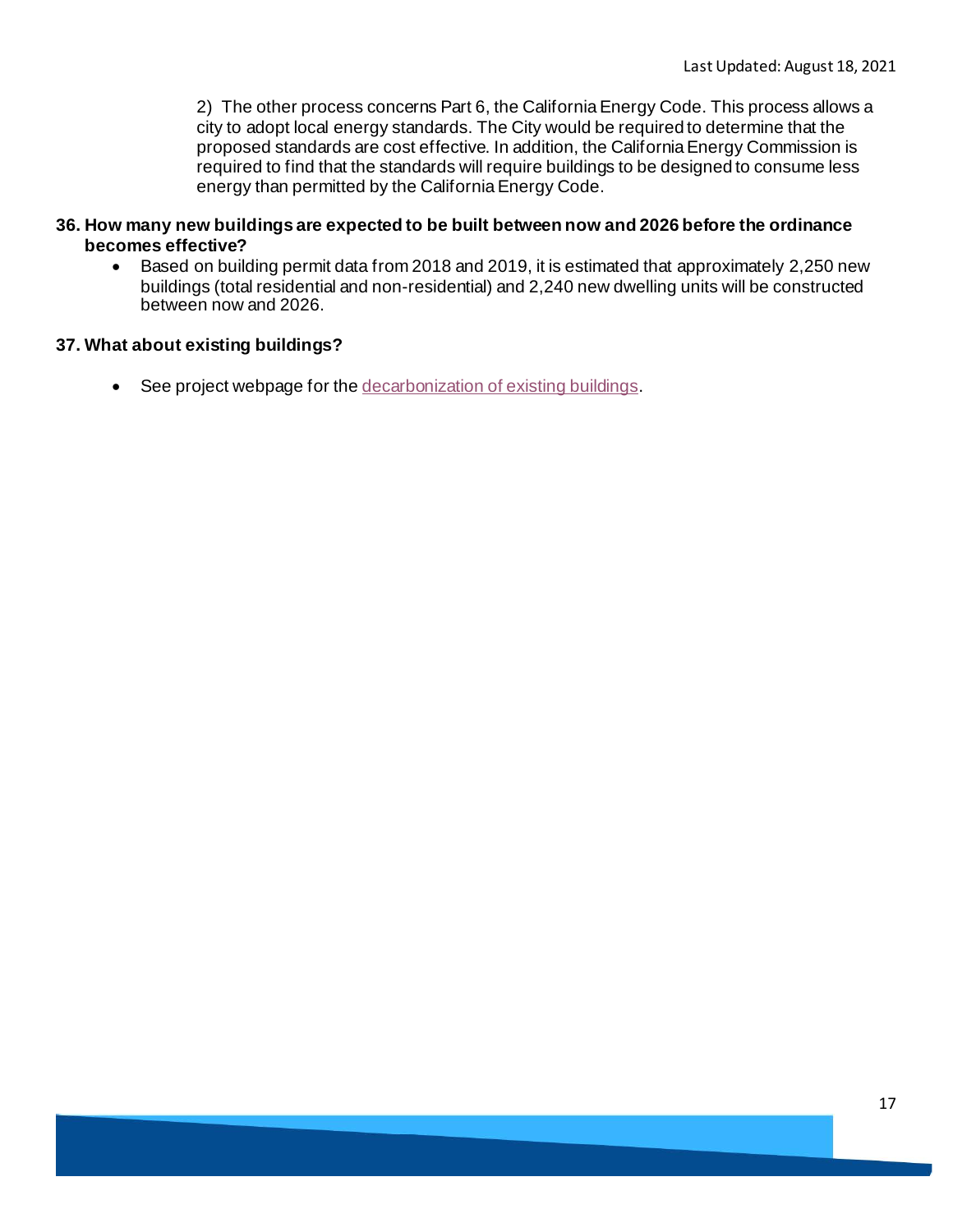2) The other process concerns Part 6, the California Energy Code. This process allows a city to adopt local energy standards. The City would be required to determine that the proposed standards are cost effective. In addition, the California Energy Commission is required to find that the standards will require buildings to be designed to consume less energy than permitted by the California Energy Code.

**36. How many new buildings are expected to be built between now and 2026 before the ordinance becomes effective?**

- Based on building permit data from 2018 and 2019, it is estimated that approximately 2,250 new buildings (total residential and non-residential) and 2,240 new dwelling units will be constructed between now and 2026.

**37. What about existing buildings?**

- See project webpage for the decarbonization of existing buildings.